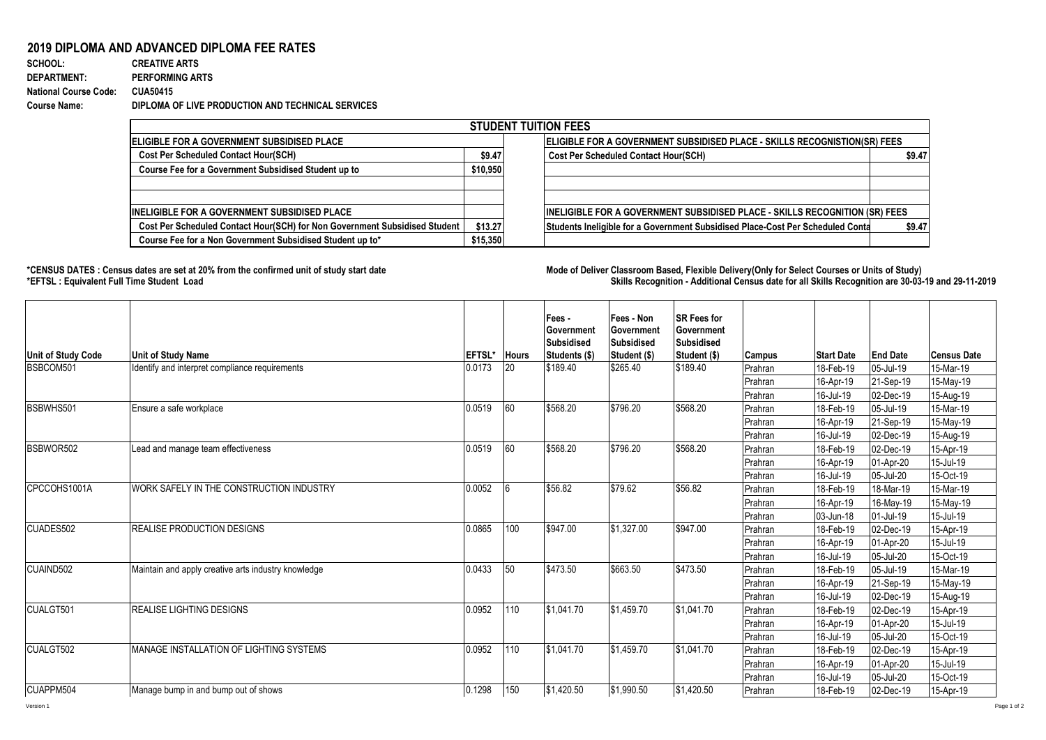## 2019 DIPLOMA AND ADVANCED DIPLOMA FEE RATES

**SCHOOL:** CREATIVE ARTS
**DEPARTMENT:** PERFORMING ARTS
**National Course Code:** CUA50415
**Course Name:** DIPLOMA OF LIVE PRODUCTION AND TECHNICAL SERVICES

| STUDENT TUITION FEES | | | |
|---|---|---|---|
| **ELIGIBLE FOR A GOVERNMENT SUBSIDISED PLACE** | | **ELIGIBLE FOR A GOVERNMENT SUBSIDISED PLACE - SKILLS RECOGNISTION(SR) FEES** | |
| Cost Per Scheduled Contact Hour(SCH) | $9.47 | Cost Per Scheduled Contact Hour(SCH) | $9.47 |
| Course Fee for a Government Subsidised Student up to | $10,950 | | |
| | | | |
| | | | |
| **INELIGIBLE FOR A GOVERNMENT SUBSIDISED PLACE** | | **INELIGIBLE FOR A GOVERNMENT SUBSIDISED PLACE - SKILLS RECOGNITION (SR) FEES** | |
| Cost Per Scheduled Contact Hour(SCH) for Non Government Subsidised Student | $13.27 | Students Ineligible for a Government Subsidised Place-Cost Per Scheduled Conta | $9.47 |
| Course Fee for a Non Government Subsidised Student up to* | $15,350 | | |

**\*CENSUS DATES : Census dates are set at 20% from the confirmed unit of study start date**
**\*EFTSL : Equivalent Full Time Student Load**

**Mode of Deliver Classroom Based, Flexible Delivery(Only for Select Courses or Units of Study)**
**Skills Recognition - Additional Census date for all Skills Recognition are 30-03-19 and 29-11-2019**

| Unit of Study Code | Unit of Study Name | EFTSL* | Hours | Fees - Government Subsidised Students ($) | Fees - Non Government Subsidised Student ($) | SR Fees for Government Subsidised Student ($) | Campus | Start Date | End Date | Census Date |
|---|---|---|---|---|---|---|---|---|---|---|
| BSBCOM501 | Identify and interpret compliance requirements | 0.0173 | 20 | $189.40 | $265.40 | $189.40 | Prahran | 18-Feb-19 | 05-Jul-19 | 15-Mar-19 |
| | | | | | | | Prahran | 16-Apr-19 | 21-Sep-19 | 15-May-19 |
| | | | | | | | Prahran | 16-Jul-19 | 02-Dec-19 | 15-Aug-19 |
| BSBWHS501 | Ensure a safe workplace | 0.0519 | 60 | $568.20 | $796.20 | $568.20 | Prahran | 18-Feb-19 | 05-Jul-19 | 15-Mar-19 |
| | | | | | | | Prahran | 16-Apr-19 | 21-Sep-19 | 15-May-19 |
| | | | | | | | Prahran | 16-Jul-19 | 02-Dec-19 | 15-Aug-19 |
| BSBWOR502 | Lead and manage team effectiveness | 0.0519 | 60 | $568.20 | $796.20 | $568.20 | Prahran | 18-Feb-19 | 02-Dec-19 | 15-Apr-19 |
| | | | | | | | Prahran | 16-Apr-19 | 01-Apr-20 | 15-Jul-19 |
| | | | | | | | Prahran | 16-Jul-19 | 05-Jul-20 | 15-Oct-19 |
| CPCCOHS1001A | WORK SAFELY IN THE CONSTRUCTION INDUSTRY | 0.0052 | 6 | $56.82 | $79.62 | $56.82 | Prahran | 18-Feb-19 | 18-Mar-19 | 15-Mar-19 |
| | | | | | | | Prahran | 16-Apr-19 | 16-May-19 | 15-May-19 |
| | | | | | | | Prahran | 03-Jun-18 | 01-Jul-19 | 15-Jul-19 |
| CUADES502 | REALISE PRODUCTION DESIGNS | 0.0865 | 100 | $947.00 | $1,327.00 | $947.00 | Prahran | 18-Feb-19 | 02-Dec-19 | 15-Apr-19 |
| | | | | | | | Prahran | 16-Apr-19 | 01-Apr-20 | 15-Jul-19 |
| | | | | | | | Prahran | 16-Jul-19 | 05-Jul-20 | 15-Oct-19 |
| CUAIND502 | Maintain and apply creative arts industry knowledge | 0.0433 | 50 | $473.50 | $663.50 | $473.50 | Prahran | 18-Feb-19 | 05-Jul-19 | 15-Mar-19 |
| | | | | | | | Prahran | 16-Apr-19 | 21-Sep-19 | 15-May-19 |
| | | | | | | | Prahran | 16-Jul-19 | 02-Dec-19 | 15-Aug-19 |
| CUALGT501 | REALISE LIGHTING DESIGNS | 0.0952 | 110 | $1,041.70 | $1,459.70 | $1,041.70 | Prahran | 18-Feb-19 | 02-Dec-19 | 15-Apr-19 |
| | | | | | | | Prahran | 16-Apr-19 | 01-Apr-20 | 15-Jul-19 |
| | | | | | | | Prahran | 16-Jul-19 | 05-Jul-20 | 15-Oct-19 |
| CUALGT502 | MANAGE INSTALLATION OF LIGHTING SYSTEMS | 0.0952 | 110 | $1,041.70 | $1,459.70 | $1,041.70 | Prahran | 18-Feb-19 | 02-Dec-19 | 15-Apr-19 |
| | | | | | | | Prahran | 16-Apr-19 | 01-Apr-20 | 15-Jul-19 |
| | | | | | | | Prahran | 16-Jul-19 | 05-Jul-20 | 15-Oct-19 |
| CUAPPM504 | Manage bump in and bump out of shows | 0.1298 | 150 | $1,420.50 | $1,990.50 | $1,420.50 | Prahran | 18-Feb-19 | 02-Dec-19 | 15-Apr-19 |

Version 1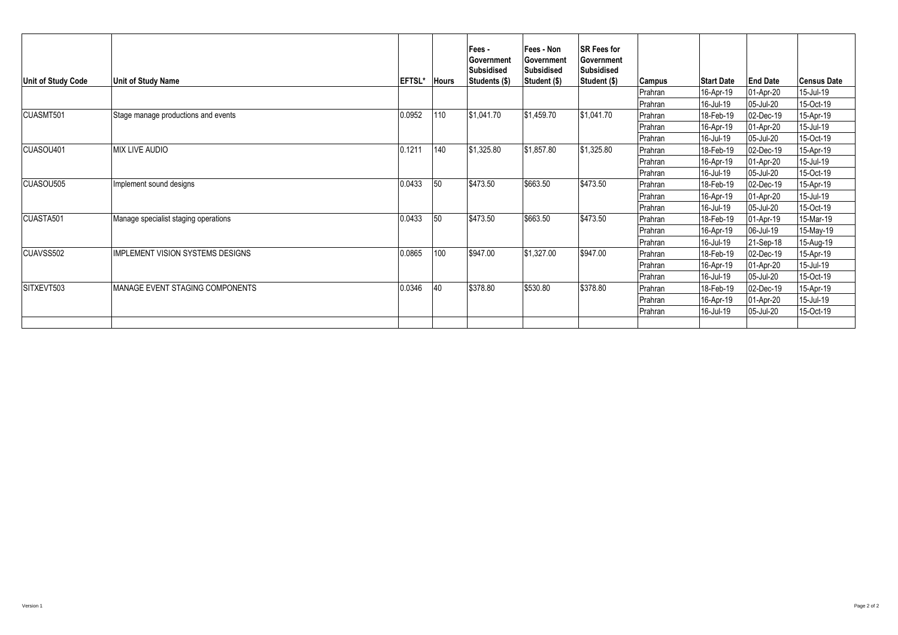| Unit of Study Code | Unit of Study Name | EFTSL* | Hours | Fees - Government Subsidised Students ($) | Fees - Non Government Subsidised Student ($) | SR Fees for Government Subsidised Student ($) | Campus | Start Date | End Date | Census Date |
|---|---|---|---|---|---|---|---|---|---|---|
| | | | | | | | Prahran | 16-Apr-19 | 01-Apr-20 | 15-Jul-19 |
| | | | | | | | Prahran | 16-Jul-19 | 05-Jul-20 | 15-Oct-19 |
| CUASMT501 | Stage manage productions and events | 0.0952 | 110 | $1,041.70 | $1,459.70 | $1,041.70 | Prahran | 18-Feb-19 | 02-Dec-19 | 15-Apr-19 |
| | | | | | | | Prahran | 16-Apr-19 | 01-Apr-20 | 15-Jul-19 |
| | | | | | | | Prahran | 16-Jul-19 | 05-Jul-20 | 15-Oct-19 |
| CUASOU401 | MIX LIVE AUDIO | 0.1211 | 140 | $1,325.80 | $1,857.80 | $1,325.80 | Prahran | 18-Feb-19 | 02-Dec-19 | 15-Apr-19 |
| | | | | | | | Prahran | 16-Apr-19 | 01-Apr-20 | 15-Jul-19 |
| | | | | | | | Prahran | 16-Jul-19 | 05-Jul-20 | 15-Oct-19 |
| CUASOU505 | Implement sound designs | 0.0433 | 50 | $473.50 | $663.50 | $473.50 | Prahran | 18-Feb-19 | 02-Dec-19 | 15-Apr-19 |
| | | | | | | | Prahran | 16-Apr-19 | 01-Apr-20 | 15-Jul-19 |
| | | | | | | | Prahran | 16-Jul-19 | 05-Jul-20 | 15-Oct-19 |
| CUASTA501 | Manage specialist staging operations | 0.0433 | 50 | $473.50 | $663.50 | $473.50 | Prahran | 18-Feb-19 | 01-Apr-19 | 15-Mar-19 |
| | | | | | | | Prahran | 16-Apr-19 | 06-Jul-19 | 15-May-19 |
| | | | | | | | Prahran | 16-Jul-19 | 21-Sep-18 | 15-Aug-19 |
| CUAVSS502 | IMPLEMENT VISION SYSTEMS DESIGNS | 0.0865 | 100 | $947.00 | $1,327.00 | $947.00 | Prahran | 18-Feb-19 | 02-Dec-19 | 15-Apr-19 |
| | | | | | | | Prahran | 16-Apr-19 | 01-Apr-20 | 15-Jul-19 |
| | | | | | | | Prahran | 16-Jul-19 | 05-Jul-20 | 15-Oct-19 |
| SITXEVT503 | MANAGE EVENT STAGING COMPONENTS | 0.0346 | 40 | $378.80 | $530.80 | $378.80 | Prahran | 18-Feb-19 | 02-Dec-19 | 15-Apr-19 |
| | | | | | | | Prahran | 16-Apr-19 | 01-Apr-20 | 15-Jul-19 |
| | | | | | | | Prahran | 16-Jul-19 | 05-Jul-20 | 15-Oct-19 |

Version 1